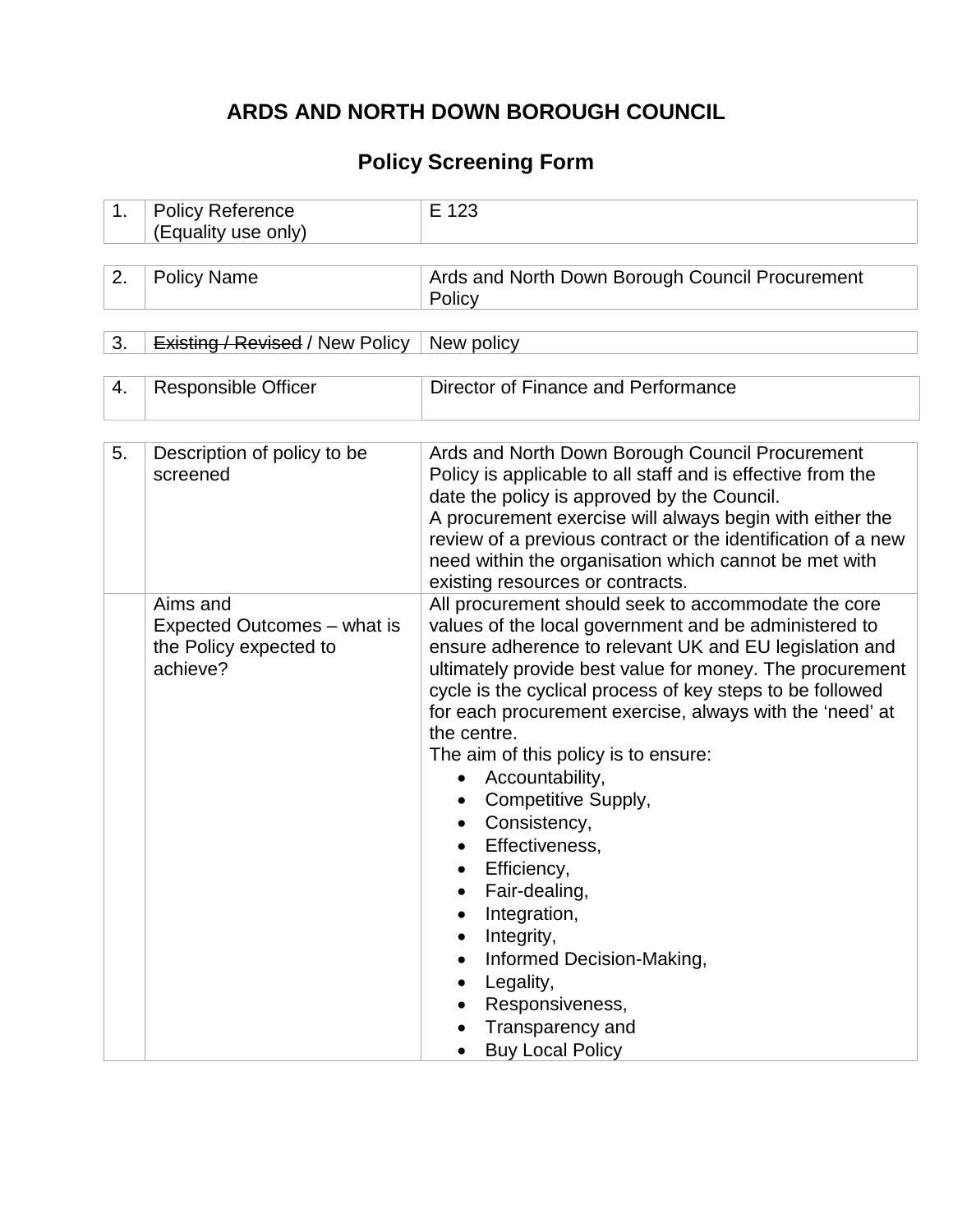# ARDS AND NORTH DOWN BOROUGH COUNCIL

## Policy Screening Form

| 1. | Policy Reference (Equality use only) | E 123 |
|---|---|---|

| 2. | Policy Name | Ards and North Down Borough Council Procurement Policy |
|---|---|---|

| 3. | ~~Existing / Revised~~ / New Policy | New policy |
|---|---|---|

| 4. | Responsible Officer | Director of Finance and Performance |
|---|---|---|

| 5. | Description of policy to be screened | Ards and North Down Borough Council Procurement Policy is applicable to all staff and is effective from the date the policy is approved by the Council.<br>A procurement exercise will always begin with either the review of a previous contract or the identification of a new need within the organisation which cannot be met with existing resources or contracts. |
|---|---|---|
| | Aims and Expected Outcomes – what is the Policy expected to achieve? | All procurement should seek to accommodate the core values of the local government and be administered to ensure adherence to relevant UK and EU legislation and ultimately provide best value for money. The procurement cycle is the cyclical process of key steps to be followed for each procurement exercise, always with the 'need' at the centre.<br>The aim of this policy is to ensure:<br>• Accountability,<br>• Competitive Supply,<br>• Consistency,<br>• Effectiveness,<br>• Efficiency,<br>• Fair-dealing,<br>• Integration,<br>• Integrity,<br>• Informed Decision-Making,<br>• Legality,<br>• Responsiveness,<br>• Transparency and<br>• Buy Local Policy |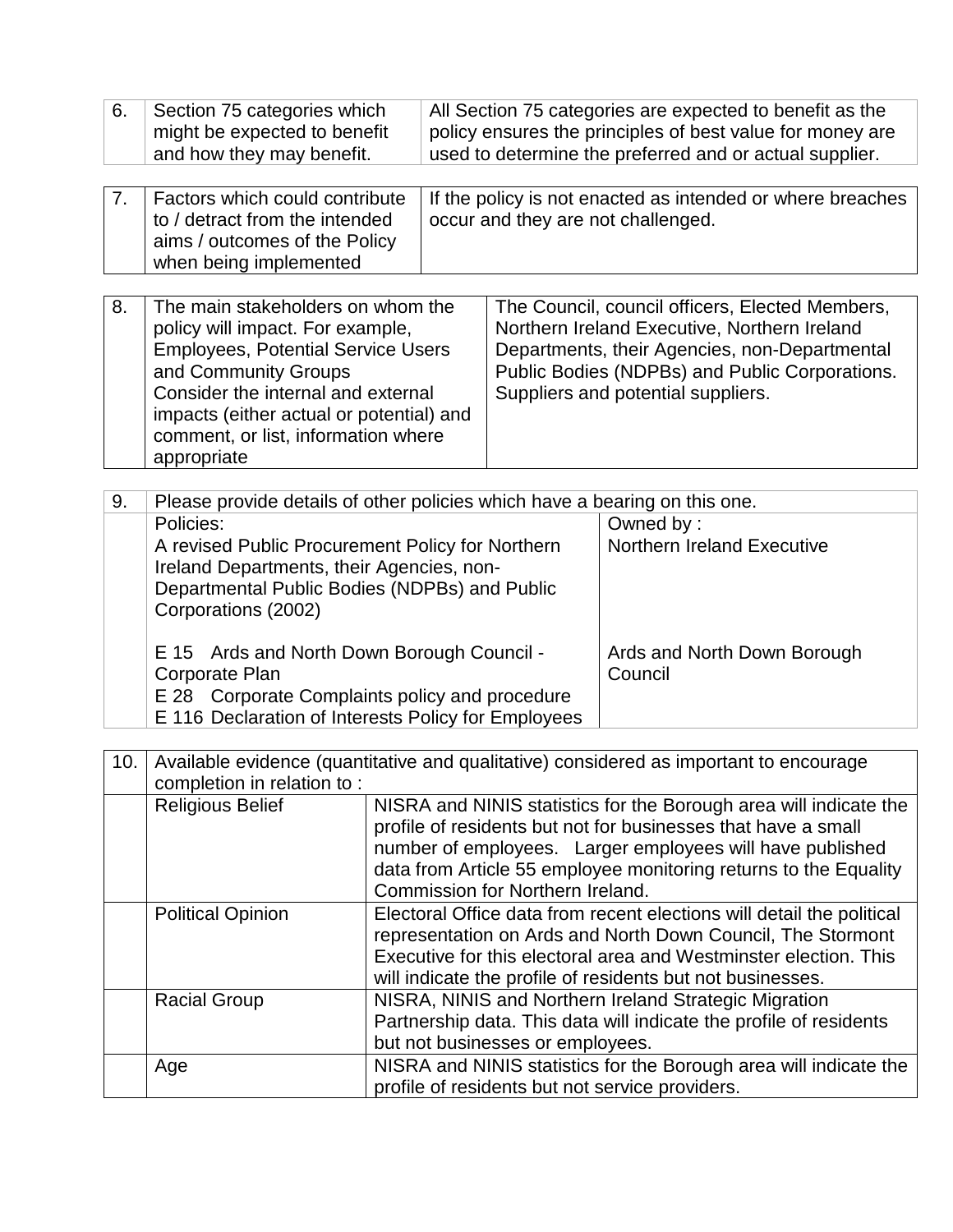| 6. | Section 75 categories which might be expected to benefit and how they may benefit. | All Section 75 categories are expected to benefit as the policy ensures the principles of best value for money are used to determine the preferred and or actual supplier. |
|---|---|---|

| 7. | Factors which could contribute to / detract from the intended aims / outcomes of the Policy when being implemented | If the policy is not enacted as intended or where breaches occur and they are not challenged. |
|---|---|---|

| 8. | The main stakeholders on whom the policy will impact. For example, Employees, Potential Service Users and Community Groups<br>Consider the internal and external impacts (either actual or potential) and comment, or list, information where appropriate | The Council, council officers, Elected Members, Northern Ireland Executive, Northern Ireland Departments, their Agencies, non-Departmental Public Bodies (NDPBs) and Public Corporations. Suppliers and potential suppliers. |
|---|---|---|

| 9. | Please provide details of other policies which have a bearing on this one. | |
|---|---|---|
| | Policies:<br>A revised Public Procurement Policy for Northern Ireland Departments, their Agencies, non-Departmental Public Bodies (NDPBs) and Public Corporations (2002) | Owned by :<br>Northern Ireland Executive |
| | E 15 Ards and North Down Borough Council - Corporate Plan<br>E 28 Corporate Complaints policy and procedure<br>E 116 Declaration of Interests Policy for Employees | Ards and North Down Borough Council |

| 10. | Available evidence (quantitative and qualitative) considered as important to encourage completion in relation to : | |
|---|---|---|
| | Religious Belief | NISRA and NINIS statistics for the Borough area will indicate the profile of residents but not for businesses that have a small number of employees. Larger employees will have published data from Article 55 employee monitoring returns to the Equality Commission for Northern Ireland. |
| | Political Opinion | Electoral Office data from recent elections will detail the political representation on Ards and North Down Council, The Stormont Executive for this electoral area and Westminster election. This will indicate the profile of residents but not businesses. |
| | Racial Group | NISRA, NINIS and Northern Ireland Strategic Migration Partnership data. This data will indicate the profile of residents but not businesses or employees. |
| | Age | NISRA and NINIS statistics for the Borough area will indicate the profile of residents but not service providers. |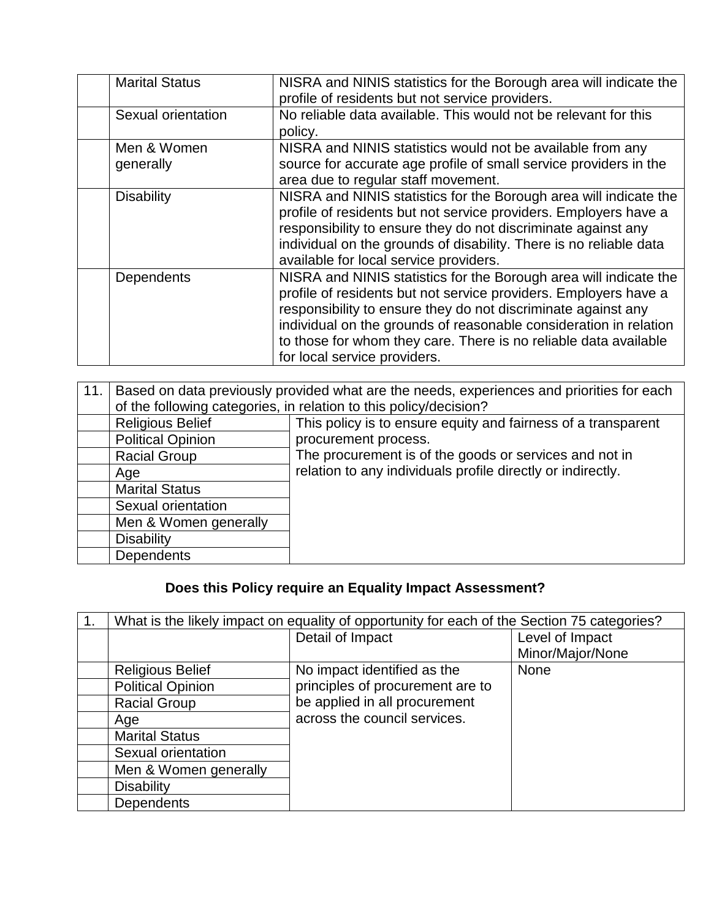| | | |
|---|---|---|
| | Marital Status | NISRA and NINIS statistics for the Borough area will indicate the profile of residents but not service providers. |
| | Sexual orientation | No reliable data available. This would not be relevant for this policy. |
| | Men & Women generally | NISRA and NINIS statistics would not be available from any source for accurate age profile of small service providers in the area due to regular staff movement. |
| | Disability | NISRA and NINIS statistics for the Borough area will indicate the profile of residents but not service providers. Employers have a responsibility to ensure they do not discriminate against any individual on the grounds of disability. There is no reliable data available for local service providers. |
| | Dependents | NISRA and NINIS statistics for the Borough area will indicate the profile of residents but not service providers. Employers have a responsibility to ensure they do not discriminate against any individual on the grounds of reasonable consideration in relation to those for whom they care. There is no reliable data available for local service providers. |

| 11. | Based on data previously provided what are the needs, experiences and priorities for each of the following categories, in relation to this policy/decision? | |
|---|---|---|
| | Religious Belief | This policy is to ensure equity and fairness of a transparent procurement process. The procurement is of the goods or services and not in relation to any individuals profile directly or indirectly. |
| | Political Opinion | |
| | Racial Group | |
| | Age | |
| | Marital Status | |
| | Sexual orientation | |
| | Men & Women generally | |
| | Disability | |
| | Dependents | |

**Does this Policy require an Equality Impact Assessment?**

| 1. | What is the likely impact on equality of opportunity for each of the Section 75 categories? | | |
|---|---|---|---|
| | | Detail of Impact | Level of Impact Minor/Major/None |
| | Religious Belief | No impact identified as the principles of procurement are to be applied in all procurement across the council services. | None |
| | Political Opinion | | |
| | Racial Group | | |
| | Age | | |
| | Marital Status | | |
| | Sexual orientation | | |
| | Men & Women generally | | |
| | Disability | | |
| | Dependents | | |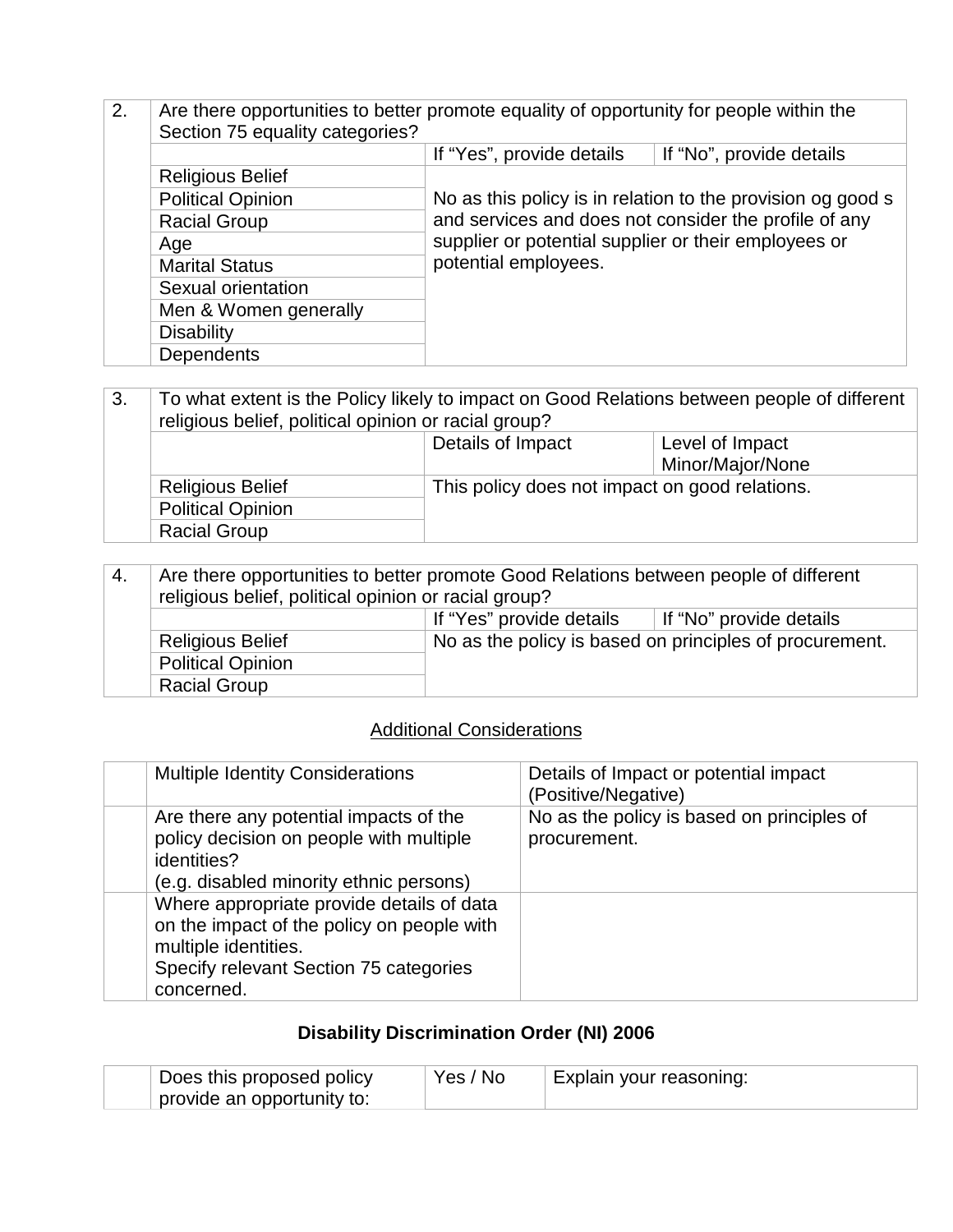| 2. | Are there opportunities to better promote equality of opportunity for people within the Section 75 equality categories? | | |
|---|---|---|---|
| | | If "Yes", provide details | If "No", provide details |
| | Religious Belief | No as this policy is in relation to the provision og good s and services and does not consider the profile of any supplier or potential supplier or their employees or potential employees. | |
| | Political Opinion | | |
| | Racial Group | | |
| | Age | | |
| | Marital Status | | |
| | Sexual orientation | | |
| | Men & Women generally | | |
| | Disability | | |
| | Dependents | | |

| 3. | To what extent is the Policy likely to impact on Good Relations between people of different religious belief, political opinion or racial group? | | |
|---|---|---|---|
| | | Details of Impact | Level of Impact Minor/Major/None |
| | Religious Belief | This policy does not impact on good relations. | |
| | Political Opinion | | |
| | Racial Group | | |

| 4. | Are there opportunities to better promote Good Relations between people of different religious belief, political opinion or racial group? | | |
|---|---|---|---|
| | | If "Yes" provide details | If "No" provide details |
| | Religious Belief | No as the policy is based on principles of procurement. | |
| | Political Opinion | | |
| | Racial Group | | |

## Additional Considerations

| | Multiple Identity Considerations | Details of Impact or potential impact (Positive/Negative) |
|---|---|---|
| | Are there any potential impacts of the policy decision on people with multiple identities? (e.g. disabled minority ethnic persons) | No as the policy is based on principles of procurement. |
| | Where appropriate provide details of data on the impact of the policy on people with multiple identities. Specify relevant Section 75 categories concerned. | |

## Disability Discrimination Order (NI) 2006

| | Does this proposed policy provide an opportunity to: | Yes / No | Explain your reasoning: |
|---|---|---|---|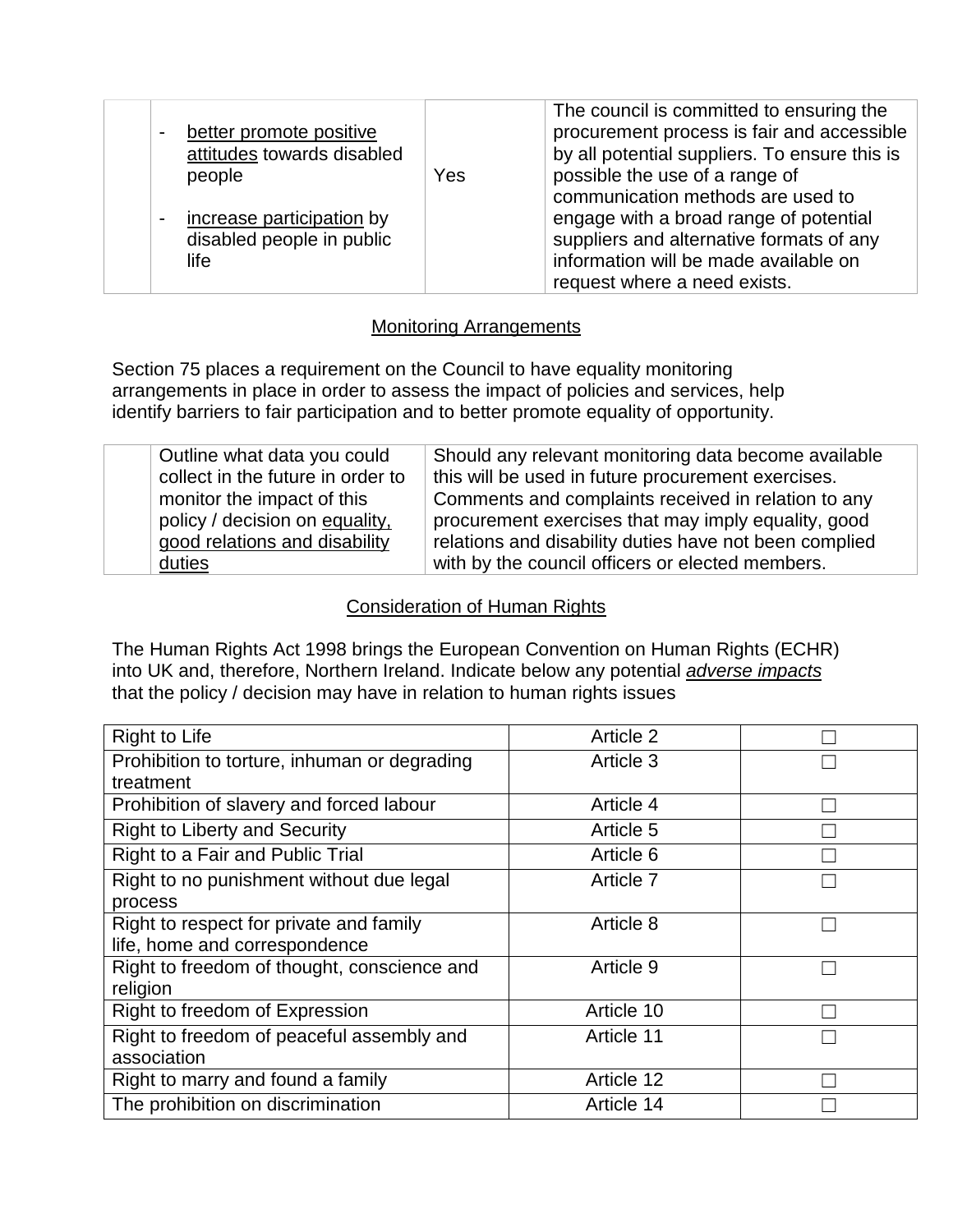| | | | |
|---|---|---|---|
| | - better promote positive attitudes towards disabled people<br><br>- increase participation by disabled people in public life | Yes | The council is committed to ensuring the procurement process is fair and accessible by all potential suppliers. To ensure this is possible the use of a range of communication methods are used to engage with a broad range of potential suppliers and alternative formats of any information will be made available on request where a need exists. |

## Monitoring Arrangements

Section 75 places a requirement on the Council to have equality monitoring arrangements in place in order to assess the impact of policies and services, help identify barriers to fair participation and to better promote equality of opportunity.

| | | |
|---|---|---|
| | Outline what data you could collect in the future in order to monitor the impact of this policy / decision on equality, good relations and disability duties | Should any relevant monitoring data become available this will be used in future procurement exercises. Comments and complaints received in relation to any procurement exercises that may imply equality, good relations and disability duties have not been complied with by the council officers or elected members. |

## Consideration of Human Rights

The Human Rights Act 1998 brings the European Convention on Human Rights (ECHR) into UK and, therefore, Northern Ireland. Indicate below any potential *adverse impacts* that the policy / decision may have in relation to human rights issues

| | | |
|---|---|---|
| Right to Life | Article 2 | ☐ |
| Prohibition to torture, inhuman or degrading treatment | Article 3 | ☐ |
| Prohibition of slavery and forced labour | Article 4 | ☐ |
| Right to Liberty and Security | Article 5 | ☐ |
| Right to a Fair and Public Trial | Article 6 | ☐ |
| Right to no punishment without due legal process | Article 7 | ☐ |
| Right to respect for private and family life, home and correspondence | Article 8 | ☐ |
| Right to freedom of thought, conscience and religion | Article 9 | ☐ |
| Right to freedom of Expression | Article 10 | ☐ |
| Right to freedom of peaceful assembly and association | Article 11 | ☐ |
| Right to marry and found a family | Article 12 | ☐ |
| The prohibition on discrimination | Article 14 | ☐ |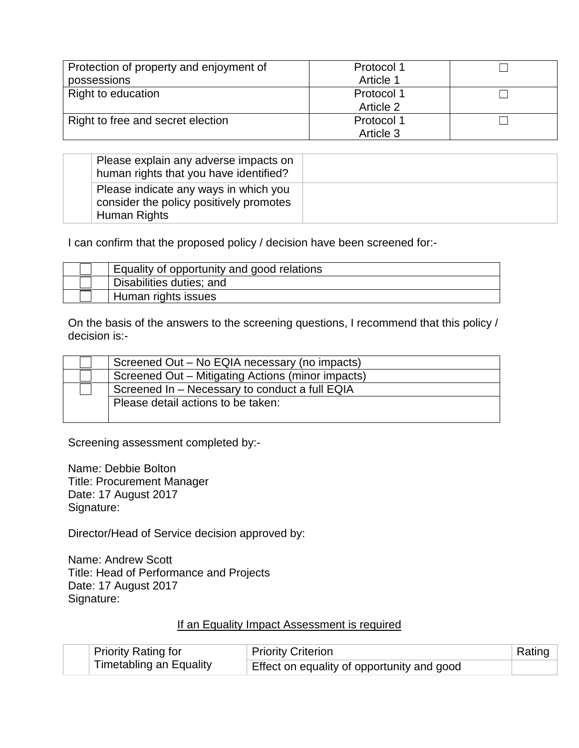| Protection of property and enjoyment of possessions | Protocol 1 Article 1 | ☐ |
|---|---|---|
| Right to education | Protocol 1 Article 2 | ☐ |
| Right to free and secret election | Protocol 1 Article 3 | ☐ |

| | Please explain any adverse impacts on human rights that you have identified? | |
|---|---|---|
| | Please indicate any ways in which you consider the policy positively promotes Human Rights | |

I can confirm that the proposed policy / decision have been screened for:-

| | |
|---|---|
| ☐ | Equality of opportunity and good relations |
| ☐ | Disabilities duties; and |
| ☐ | Human rights issues |

On the basis of the answers to the screening questions, I recommend that this policy / decision is:-

| | |
|---|---|
| ☐ | Screened Out – No EQIA necessary (no impacts) |
| ☐ | Screened Out – Mitigating Actions (minor impacts) |
| ☐ | Screened In – Necessary to conduct a full EQIA |
| | Please detail actions to be taken: |

Screening assessment completed by:-

Name: Debbie Bolton
Title: Procurement Manager
Date: 17 August 2017
Signature:

Director/Head of Service decision approved by:

Name: Andrew Scott
Title: Head of Performance and Projects
Date: 17 August 2017
Signature:

<u>If an Equality Impact Assessment is required</u>

| | Priority Rating for Timetabling an Equality | Priority Criterion | Rating |
|---|---|---|---|
| | | Effect on equality of opportunity and good | |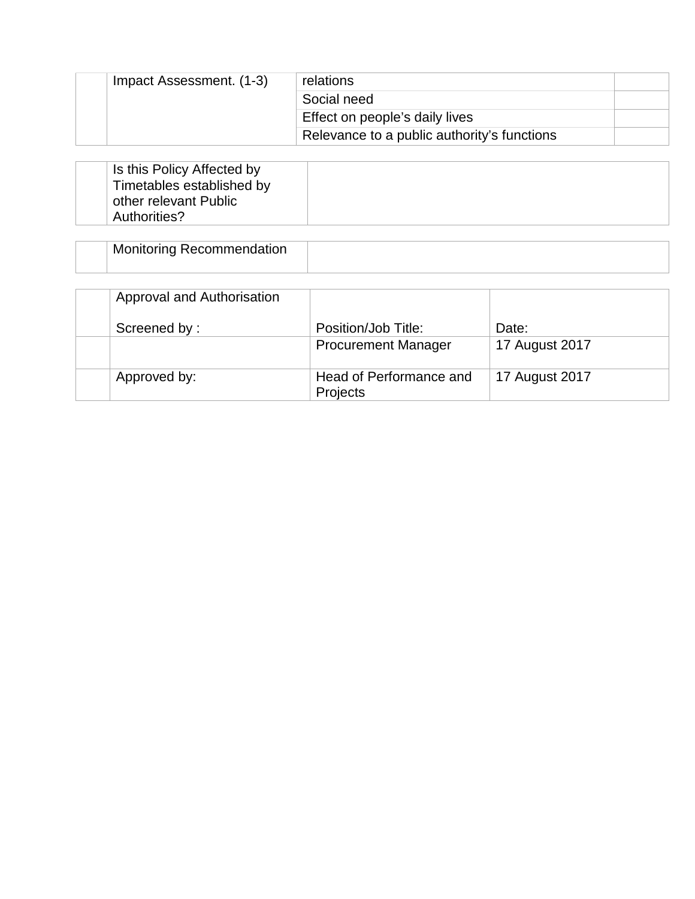| | | | |
|---|---|---|---|
| | Impact Assessment. (1-3) | relations | |
| | | Social need | |
| | | Effect on people's daily lives | |
| | | Relevance to a public authority's functions | |

| | | |
|---|---|---|
| | Is this Policy Affected by Timetables established by other relevant Public Authorities? | |

| | | |
|---|---|---|
| | Monitoring Recommendation | |

| | | | |
|---|---|---|---|
| | Approval and Authorisation<br><br>Screened by : | Position/Job Title: | Date: |
| | | Procurement Manager | 17 August 2017 |
| | Approved by: | Head of Performance and Projects | 17 August 2017 |